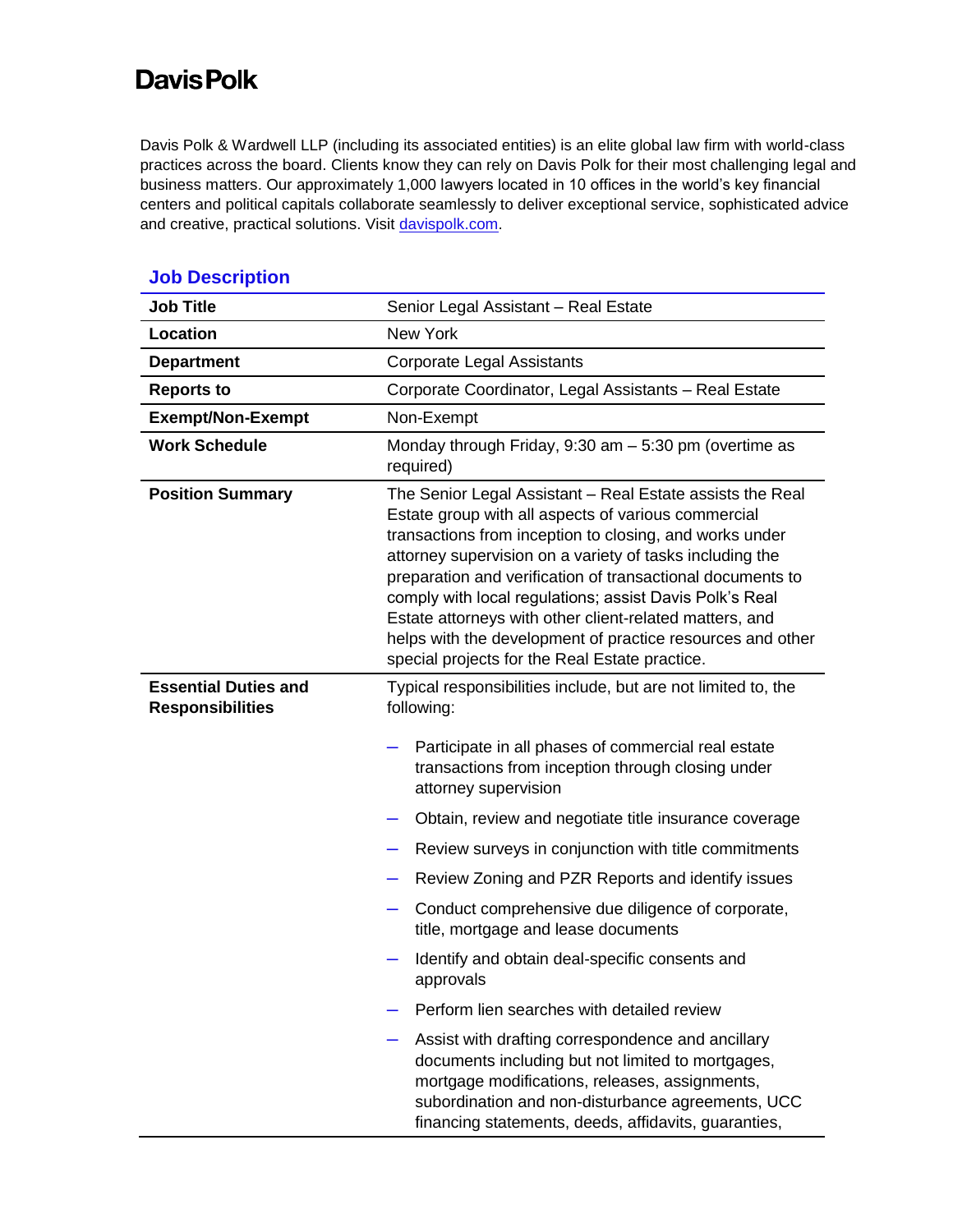**Davis Polk**

Davis Polk & Wardwell LLP (including its associated entities) is an elite global law firm with world-class practices across the board. Clients know they can rely on Davis Polk for their most challenging legal and business matters. Our approximately 1,000 lawyers located in 10 offices in the world's key financial centers and political capitals collaborate seamlessly to deliver exceptional service, sophisticated advice and creative, practical solutions. Visit [davispolk.com](davispolk.com).

## Job Description

| | |
|---|---|
| **Job Title** | Senior Legal Assistant – Real Estate |
| **Location** | New York |
| **Department** | Corporate Legal Assistants |
| **Reports to** | Corporate Coordinator, Legal Assistants – Real Estate |
| **Exempt/Non-Exempt** | Non-Exempt |
| **Work Schedule** | Monday through Friday, 9:30 am – 5:30 pm (overtime as required) |
| **Position Summary** | The Senior Legal Assistant – Real Estate assists the Real Estate group with all aspects of various commercial transactions from inception to closing, and works under attorney supervision on a variety of tasks including the preparation and verification of transactional documents to comply with local regulations; assist Davis Polk's Real Estate attorneys with other client-related matters, and helps with the development of practice resources and other special projects for the Real Estate practice. |
| **Essential Duties and Responsibilities** | Typical responsibilities include, but are not limited to, the following:<br>– Participate in all phases of commercial real estate transactions from inception through closing under attorney supervision<br>– Obtain, review and negotiate title insurance coverage<br>– Review surveys in conjunction with title commitments<br>– Review Zoning and PZR Reports and identify issues<br>– Conduct comprehensive due diligence of corporate, title, mortgage and lease documents<br>– Identify and obtain deal-specific consents and approvals<br>– Perform lien searches with detailed review<br>– Assist with drafting correspondence and ancillary documents including but not limited to mortgages, mortgage modifications, releases, assignments, subordination and non-disturbance agreements, UCC financing statements, deeds, affidavits, guaranties, |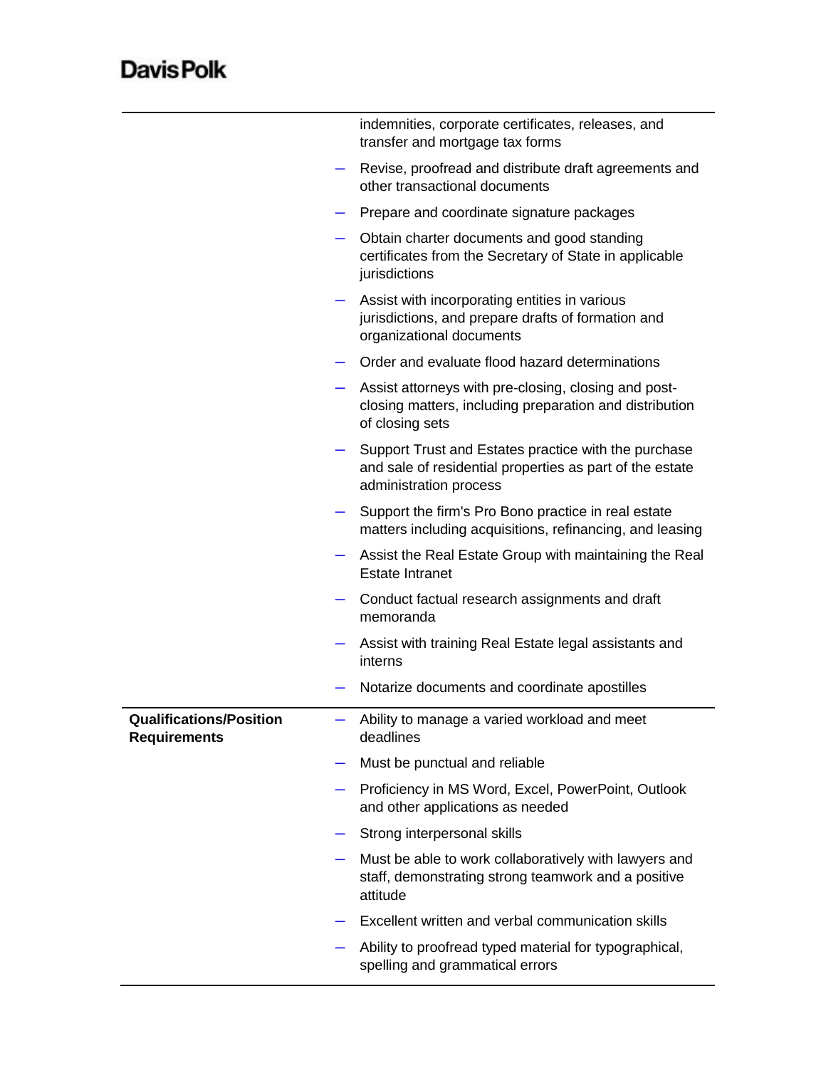indemnities, corporate certificates, releases, and transfer and mortgage tax forms

- Revise, proofread and distribute draft agreements and other transactional documents
- Prepare and coordinate signature packages
- Obtain charter documents and good standing certificates from the Secretary of State in applicable jurisdictions
- Assist with incorporating entities in various jurisdictions, and prepare drafts of formation and organizational documents
- Order and evaluate flood hazard determinations
- Assist attorneys with pre-closing, closing and post-closing matters, including preparation and distribution of closing sets
- Support Trust and Estates practice with the purchase and sale of residential properties as part of the estate administration process
- Support the firm's Pro Bono practice in real estate matters including acquisitions, refinancing, and leasing
- Assist the Real Estate Group with maintaining the Real Estate Intranet
- Conduct factual research assignments and draft memoranda
- Assist with training Real Estate legal assistants and interns
- Notarize documents and coordinate apostilles

**Qualifications/Position Requirements**

- Ability to manage a varied workload and meet deadlines
- Must be punctual and reliable
- Proficiency in MS Word, Excel, PowerPoint, Outlook and other applications as needed
- Strong interpersonal skills
- Must be able to work collaboratively with lawyers and staff, demonstrating strong teamwork and a positive attitude
- Excellent written and verbal communication skills
- Ability to proofread typed material for typographical, spelling and grammatical errors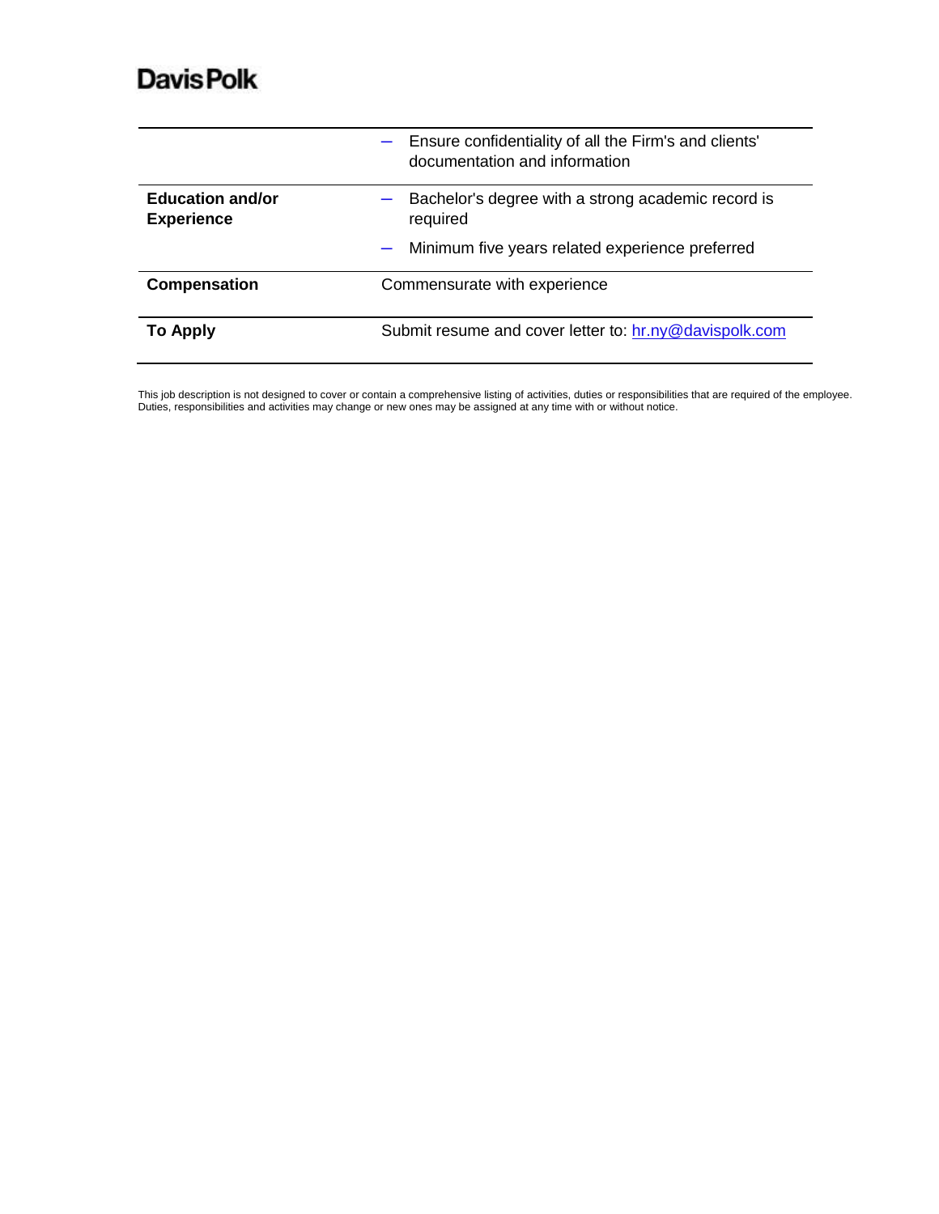Davis Polk

| | |
|---|---|
| | – Ensure confidentiality of all the Firm's and clients' documentation and information |
| **Education and/or Experience** | – Bachelor's degree with a strong academic record is required<br>– Minimum five years related experience preferred |
| **Compensation** | Commensurate with experience |
| **To Apply** | Submit resume and cover letter to: hr.ny@davispolk.com |

This job description is not designed to cover or contain a comprehensive listing of activities, duties or responsibilities that are required of the employee. Duties, responsibilities and activities may change or new ones may be assigned at any time with or without notice.